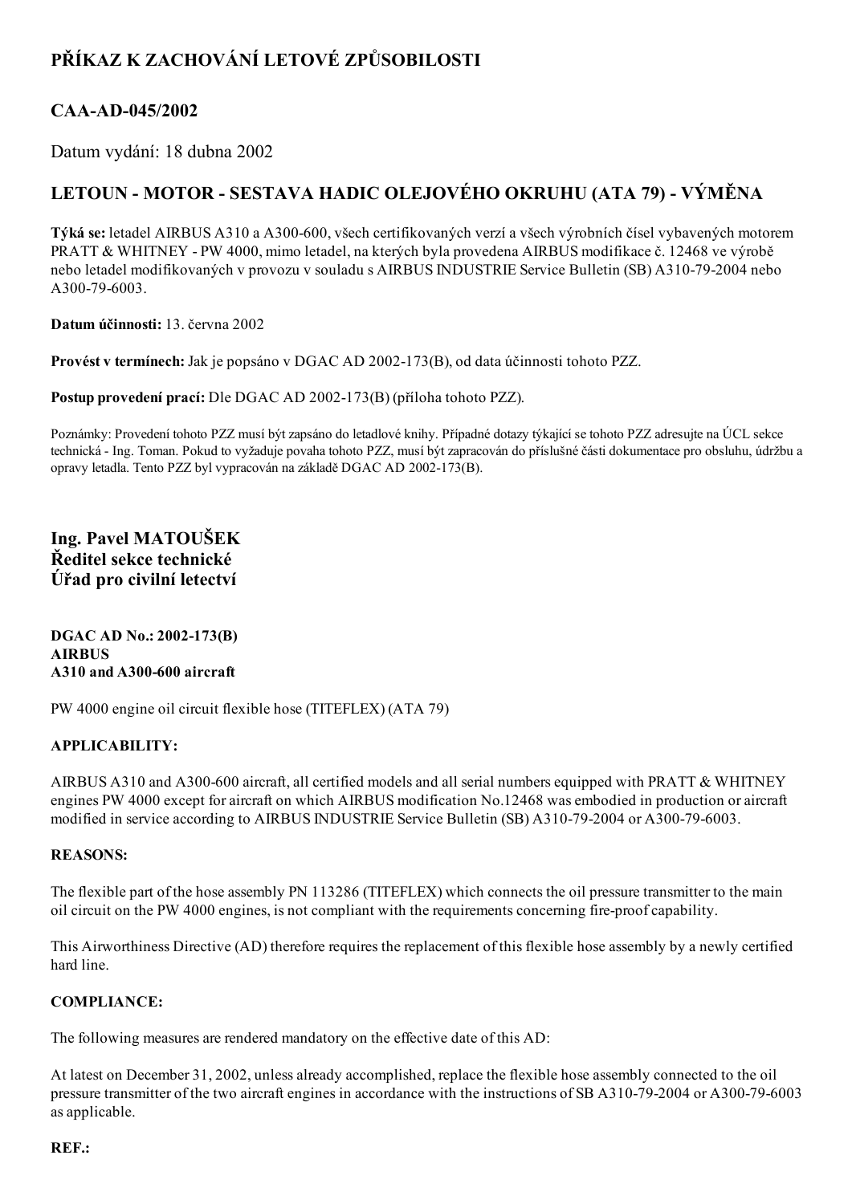# PŘÍKAZ K ZACHOVÁNÍ LETOVÉ ZPŮSOBILOSTI

## CAA-AD-045/2002

Datum vydání: 18 dubna 2002

## LETOUN - MOTOR - SESTAVA HADIC OLEJOVÉHO OKRUHU (ATA 79) - VÝMĚNA

**Týká se:** letadel AIRBUS A310 a A300-600, všech certifikovaných verzí a všech výrobních čísel vybavených motorem PRATT & WHITNEY - PW 4000, mimo letadel, na kterých byla provedena AIRBUS modifikace č. 12468 ve výrobě nebo letadel modifikovaných v provozu v souladu s AIRBUS INDUSTRIE Service Bulletin (SB) A310-79-2004 nebo A300-79-6003.

**Datum účinnosti:** 13. června 2002

**Provést v termínech:** Jak je popsáno v DGAC AD 2002-173(B), od data účinnosti tohoto PZZ.

**Postup provedení prací:** Dle DGAC AD 2002-173(B) (příloha tohoto PZZ).

Poznámky: Provedení tohoto PZZ musí být zapsáno do letadlové knihy. Případné dotazy týkající se tohoto PZZ adresujte na ÚCL sekce technická - Ing. Toman. Pokud to vyžaduje povaha tohoto PZZ, musí být zapracován do příslušné části dokumentace pro obsluhu, údržbu a opravy letadla. Tento PZZ byl vypracován na základě DGAC AD 2002-173(B).

**Ing. Pavel MATOUŠEK**
**Ředitel sekce technické**
**Úřad pro civilní letectví**

**DGAC AD No.: 2002-173(B)**
**AIRBUS**
**A310 and A300-600 aircraft**

PW 4000 engine oil circuit flexible hose (TITEFLEX) (ATA 79)

**APPLICABILITY:**

AIRBUS A310 and A300-600 aircraft, all certified models and all serial numbers equipped with PRATT & WHITNEY engines PW 4000 except for aircraft on which AIRBUS modification No.12468 was embodied in production or aircraft modified in service according to AIRBUS INDUSTRIE Service Bulletin (SB) A310-79-2004 or A300-79-6003.

**REASONS:**

The flexible part of the hose assembly PN 113286 (TITEFLEX) which connects the oil pressure transmitter to the main oil circuit on the PW 4000 engines, is not compliant with the requirements concerning fire-proof capability.

This Airworthiness Directive (AD) therefore requires the replacement of this flexible hose assembly by a newly certified hard line.

**COMPLIANCE:**

The following measures are rendered mandatory on the effective date of this AD:

At latest on December 31, 2002, unless already accomplished, replace the flexible hose assembly connected to the oil pressure transmitter of the two aircraft engines in accordance with the instructions of SB A310-79-2004 or A300-79-6003 as applicable.

**REF.:**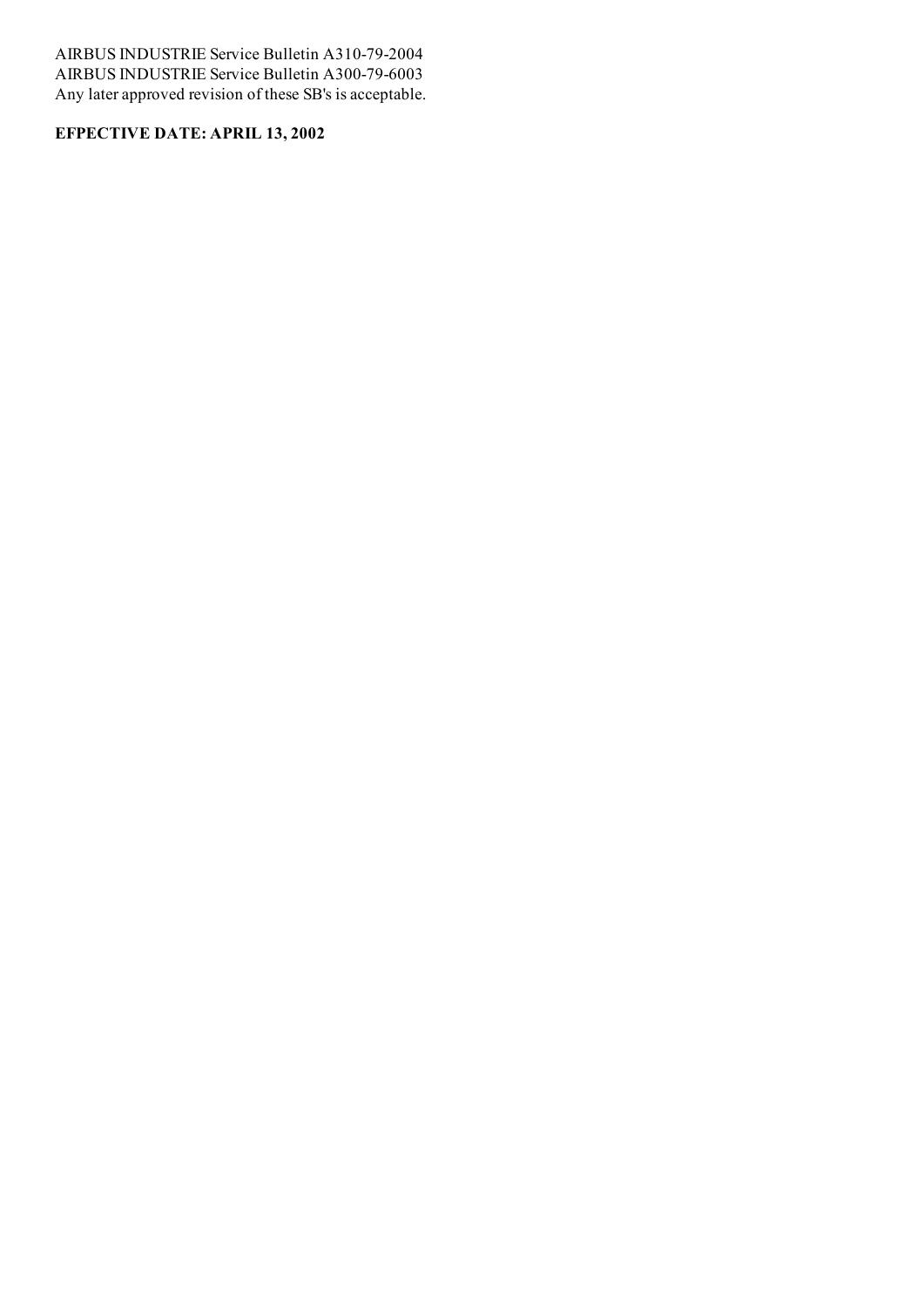AIRBUS INDUSTRIE Service Bulletin A310-79-2004
AIRBUS INDUSTRIE Service Bulletin A300-79-6003
Any later approved revision of these SB's is acceptable.

**EFPECTIVE DATE: APRIL 13, 2002**